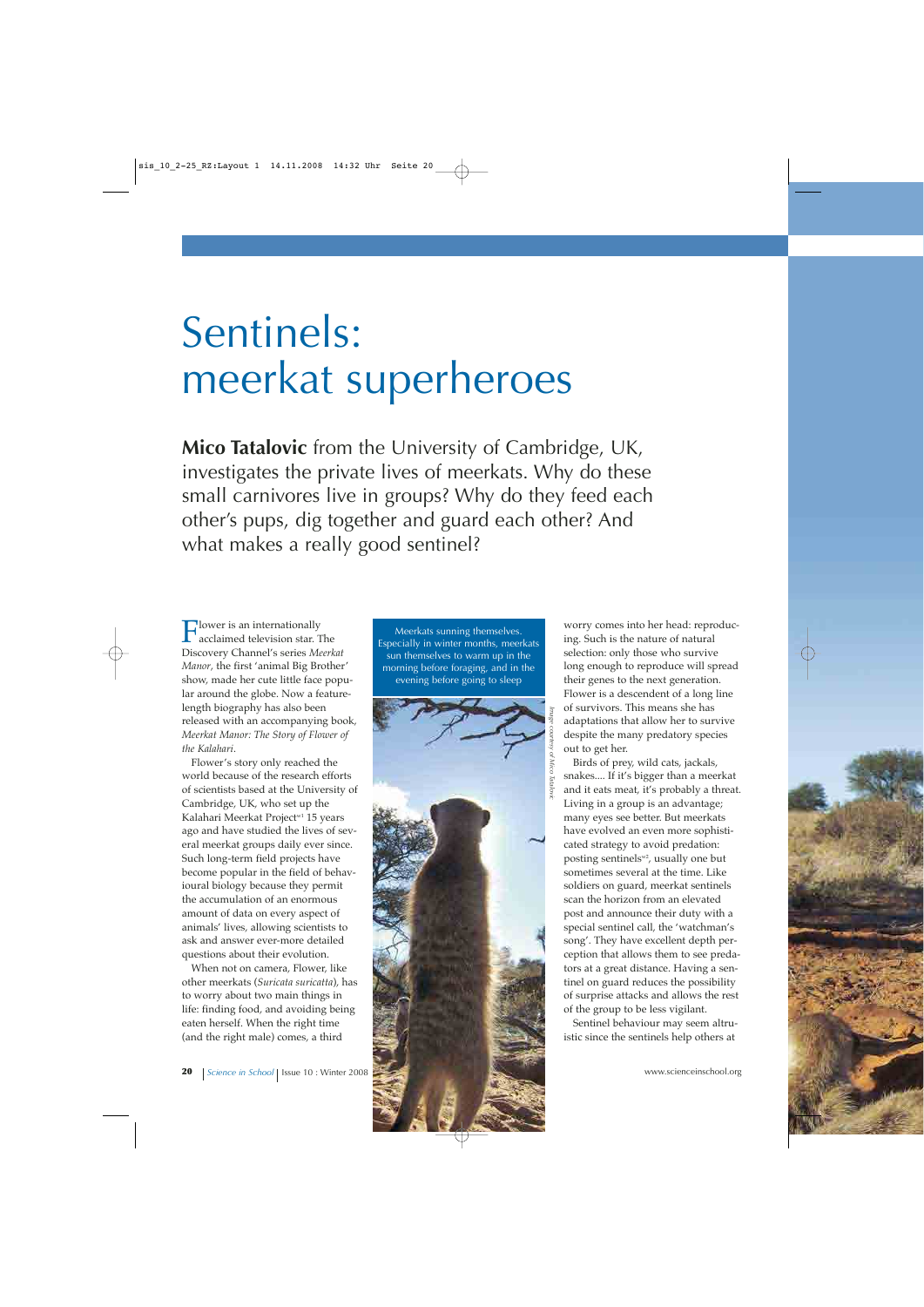# Sentinels: meerkat superheroes

**Mico Tatalovic** from the University of Cambridge, UK, investigates the private lives of meerkats. Why do these small carnivores live in groups? Why do they feed each other's pups, dig together and guard each other? And what makes a really good sentinel?

Flower is an internationally acclaimed television star. The Discovery Channel's series *Meerkat Manor*, the first 'animal Big Brother' show, made her cute little face popular around the globe. Now a feature-length biography has also been released with an accompanying book, *Meerkat Manor: The Story of Flower of the Kalahari*.

Flower's story only reached the world because of the research efforts of scientists based at the University of Cambridge, UK, who set up the Kalahari Meerkat Project[w1] 15 years ago and have studied the lives of several meerkat groups daily ever since. Such long-term field projects have become popular in the field of behavioural biology because they permit the accumulation of an enormous amount of data on every aspect of animals' lives, allowing scientists to ask and answer ever-more detailed questions about their evolution.

When not on camera, Flower, like other meerkats (*Suricata suricatta*), has to worry about two main things in life: finding food, and avoiding being eaten herself. When the right time (and the right male) comes, a third worry comes into her head: reproducing. Such is the nature of natural selection: only those who survive long enough to reproduce will spread their genes to the next generation. Flower is a descendent of a long line of survivors. This means she has adaptations that allow her to survive despite the many predatory species out to get her.

Meerkats sunning themselves. Especially in winter months, meerkats sun themselves to warm up in the morning before foraging, and in the evening before going to sleep

*Image courtesy of Mico Tatalovic*

Birds of prey, wild cats, jackals, snakes.... If it's bigger than a meerkat and it eats meat, it's probably a threat. Living in a group is an advantage; many eyes see better. But meerkats have evolved an even more sophisticated strategy to avoid predation: posting sentinels[w2], usually one but sometimes several at the time. Like soldiers on guard, meerkat sentinels scan the horizon from an elevated post and announce their duty with a special sentinel call, the 'watchman's song'. They have excellent depth perception that allows them to see predators at a great distance. Having a sentinel on guard reduces the possibility of surprise attacks and allows the rest of the group to be less vigilant.

Sentinel behaviour may seem altruistic since the sentinels help others at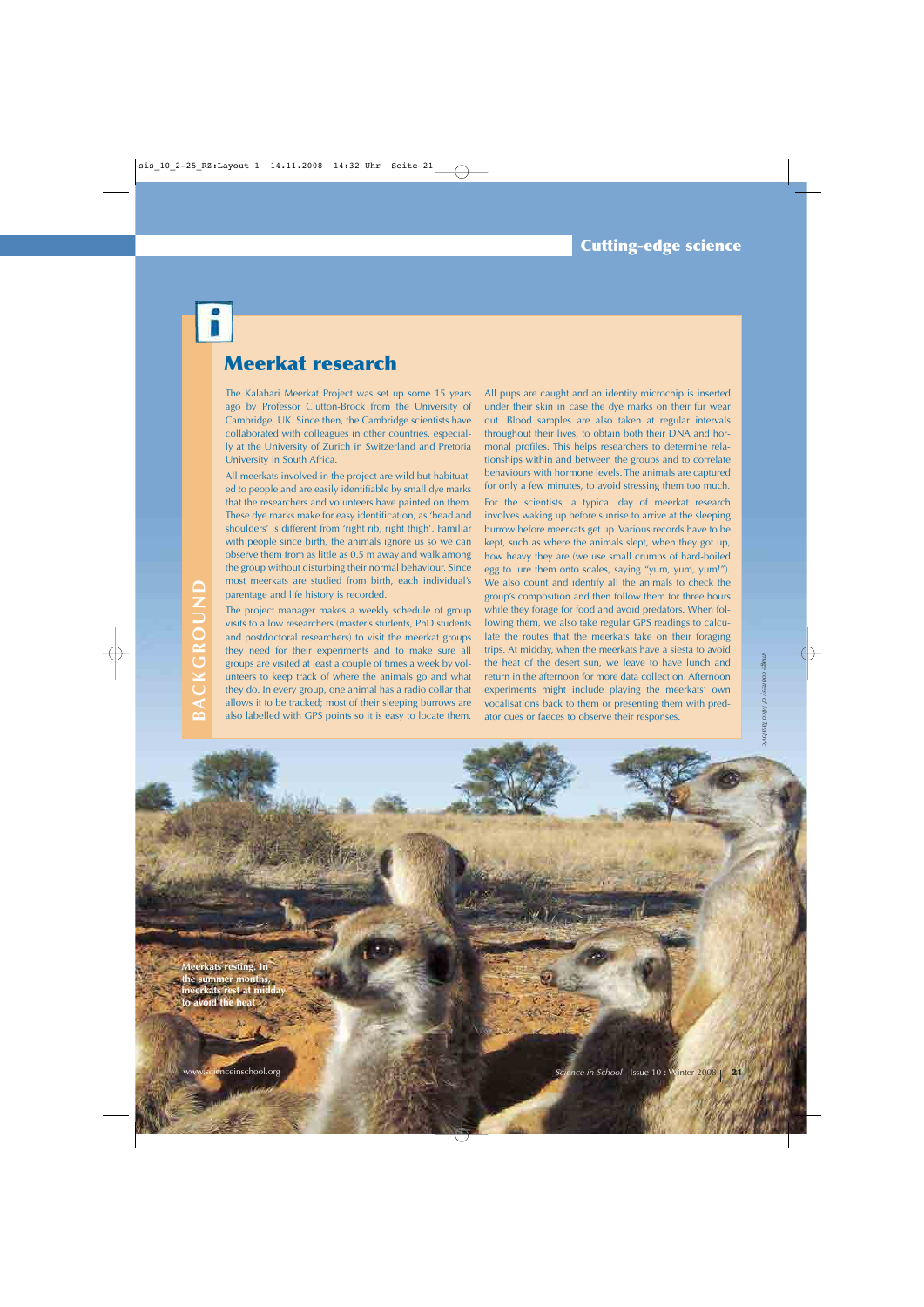## Meerkat research

BACKGROUND

The Kalahari Meerkat Project was set up some 15 years ago by Professor Clutton-Brock from the University of Cambridge, UK. Since then, the Cambridge scientists have collaborated with colleagues in other countries, especially at the University of Zurich in Switzerland and Pretoria University in South Africa.

All meerkats involved in the project are wild but habituated to people and are easily identifiable by small dye marks that the researchers and volunteers have painted on them. These dye marks make for easy identification, as 'head and shoulders' is different from 'right rib, right thigh'. Familiar with people since birth, the animals ignore us so we can observe them from as little as 0.5 m away and walk among the group without disturbing their normal behaviour. Since most meerkats are studied from birth, each individual's parentage and life history is recorded.

The project manager makes a weekly schedule of group visits to allow researchers (master's students, PhD students and postdoctoral researchers) to visit the meerkat groups they need for their experiments and to make sure all groups are visited at least a couple of times a week by volunteers to keep track of where the animals go and what they do. In every group, one animal has a radio collar that allows it to be tracked; most of their sleeping burrows are also labelled with GPS points so it is easy to locate them.

All pups are caught and an identity microchip is inserted under their skin in case the dye marks on their fur wear out. Blood samples are also taken at regular intervals throughout their lives, to obtain both their DNA and hormonal profiles. This helps researchers to determine relationships within and between the groups and to correlate behaviours with hormone levels. The animals are captured for only a few minutes, to avoid stressing them too much.

For the scientists, a typical day of meerkat research involves waking up before sunrise to arrive at the sleeping burrow before meerkats get up. Various records have to be kept, such as where the animals slept, when they got up, how heavy they are (we use small crumbs of hard-boiled egg to lure them onto scales, saying "yum, yum, yum!"). We also count and identify all the animals to check the group's composition and then follow them for three hours while they forage for food and avoid predators. When following them, we also take regular GPS readings to calculate the routes that the meerkats take on their foraging trips. At midday, when the meerkats have a siesta to avoid the heat of the desert sun, we leave to have lunch and return in the afternoon for more data collection. Afternoon experiments might include playing the meerkats' own vocalisations back to them or presenting them with predator cues or faeces to observe their responses.

Meerkats resting. In the summer months, meerkats rest at midday to avoid the heat

Image courtesy of Nico Tatalovic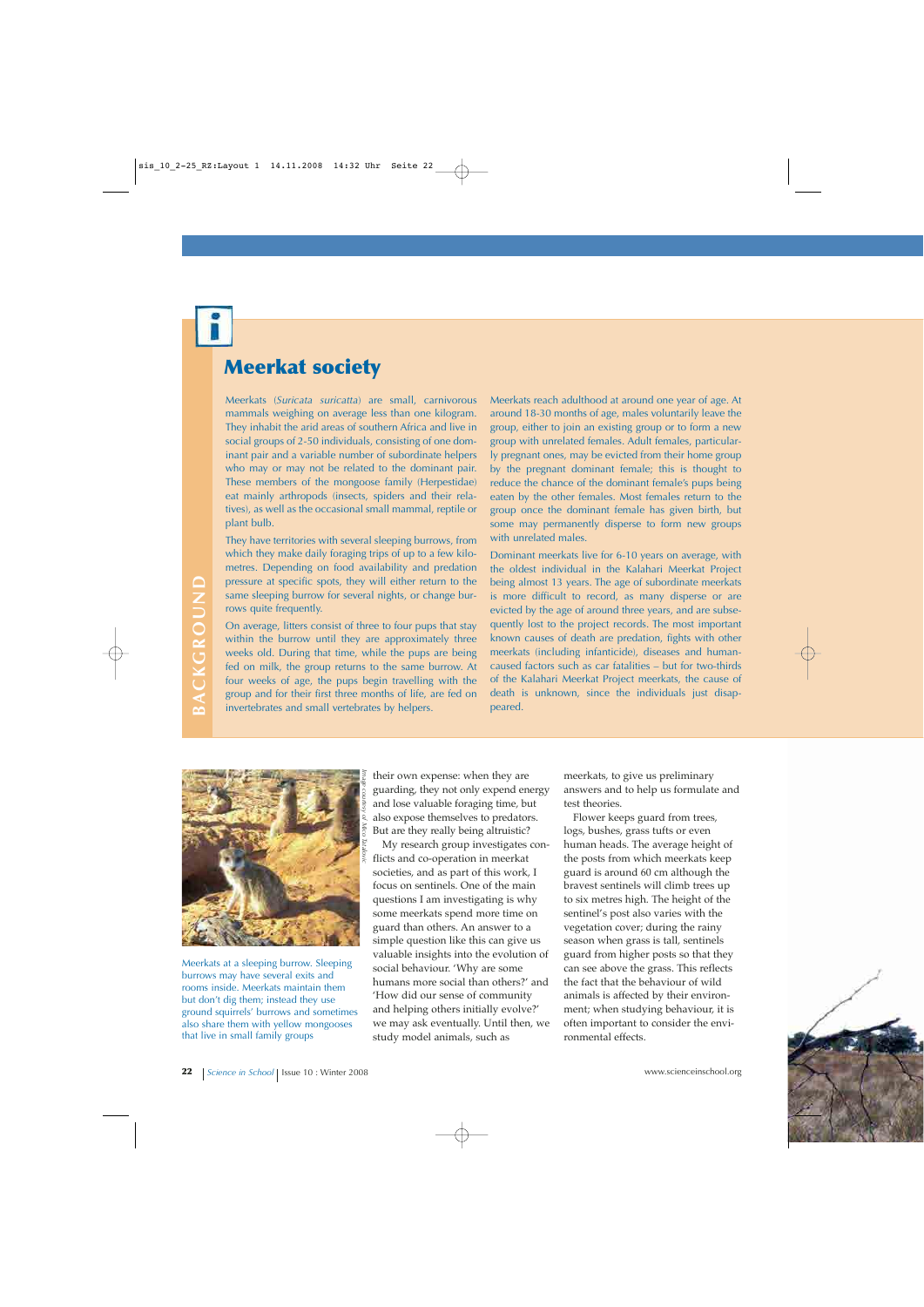## Meerkat society

Meerkats (*Suricata suricatta*) are small, carnivorous mammals weighing on average less than one kilogram. They inhabit the arid areas of southern Africa and live in social groups of 2-50 individuals, consisting of one dominant pair and a variable number of subordinate helpers who may or may not be related to the dominant pair. These members of the mongoose family (Herpestidae) eat mainly arthropods (insects, spiders and their relatives), as well as the occasional small mammal, reptile or plant bulb.

They have territories with several sleeping burrows, from which they make daily foraging trips of up to a few kilometres. Depending on food availability and predation pressure at specific spots, they will either return to the same sleeping burrow for several nights, or change burrows quite frequently.

On average, litters consist of three to four pups that stay within the burrow until they are approximately three weeks old. During that time, while the pups are being fed on milk, the group returns to the same burrow. At four weeks of age, the pups begin travelling with the group and for their first three months of life, are fed on invertebrates and small vertebrates by helpers.

Meerkats reach adulthood at around one year of age. At around 18-30 months of age, males voluntarily leave the group, either to join an existing group or to form a new group with unrelated females. Adult females, particularly pregnant ones, may be evicted from their home group by the pregnant dominant female; this is thought to reduce the chance of the dominant female's pups being eaten by the other females. Most females return to the group once the dominant female has given birth, but some may permanently disperse to form new groups with unrelated males.

Dominant meerkats live for 6-10 years on average, with the oldest individual in the Kalahari Meerkat Project being almost 13 years. The age of subordinate meerkats is more difficult to record, as many disperse or are evicted by the age of around three years, and are subsequently lost to the project records. The most important known causes of death are predation, fights with other meerkats (including infanticide), diseases and human-caused factors such as car fatalities – but for two-thirds of the Kalahari Meerkat Project meerkats, the cause of death is unknown, since the individuals just disappeared.

*Image courtesy of Nico Maßwicz*

Meerkats at a sleeping burrow. Sleeping burrows may have several exits and rooms inside. Meerkats maintain them but don't dig them; instead they use ground squirrels' burrows and sometimes also share them with yellow mongooses that live in small family groups

their own expense: when they are guarding, they not only expend energy and lose valuable foraging time, but also expose themselves to predators. But are they really being altruistic?

My research group investigates conflicts and co-operation in meerkat societies, and as part of this work, I focus on sentinels. One of the main questions I am investigating is why some meerkats spend more time on guard than others. An answer to a simple question like this can give us valuable insights into the evolution of social behaviour. 'Why are some humans more social than others?' and 'How did our sense of community and helping others initially evolve?' we may ask eventually. Until then, we study model animals, such as meerkats, to give us preliminary answers and to help us formulate and test theories.

Flower keeps guard from trees, logs, bushes, grass tufts or even human heads. The average height of the posts from which meerkats keep guard is around 60 cm although the bravest sentinels will climb trees up to six metres high. The height of the sentinel's post also varies with the vegetation cover; during the rainy season when grass is tall, sentinels guard from higher posts so that they can see above the grass. This reflects the fact that the behaviour of wild animals is affected by their environment; when studying behaviour, it is often important to consider the environmental effects.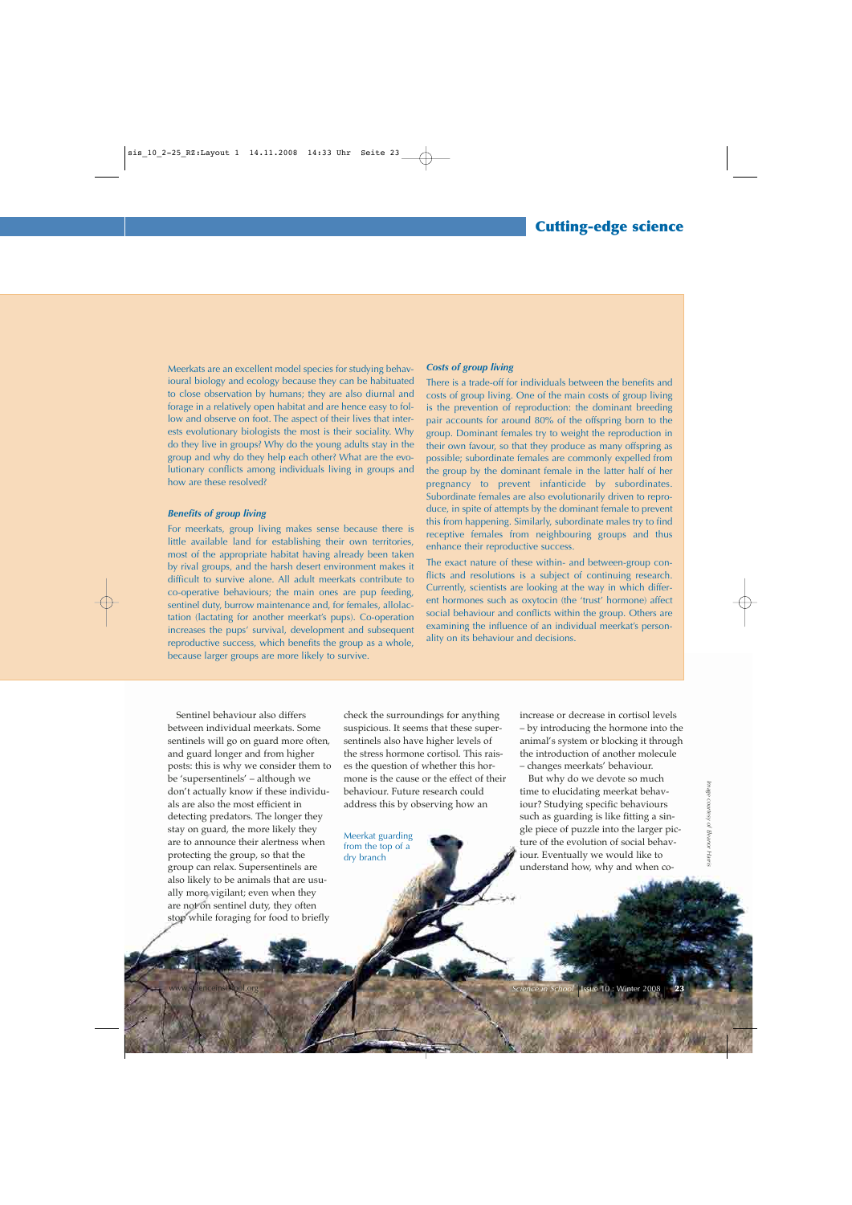Meerkats are an excellent model species for studying behavioural biology and ecology because they can be habituated to close observation by humans; they are also diurnal and forage in a relatively open habitat and are hence easy to follow and observe on foot. The aspect of their lives that interests evolutionary biologists the most is their sociality. Why do they live in groups? Why do the young adults stay in the group and why do they help each other? What are the evolutionary conflicts among individuals living in groups and how are these resolved?

### *Benefits of group living*

For meerkats, group living makes sense because there is little available land for establishing their own territories, most of the appropriate habitat having already been taken by rival groups, and the harsh desert environment makes it difficult to survive alone. All adult meerkats contribute to co-operative behaviours; the main ones are pup feeding, sentinel duty, burrow maintenance and, for females, allolactation (lactating for another meerkat's pups). Co-operation increases the pups' survival, development and subsequent reproductive success, which benefits the group as a whole, because larger groups are more likely to survive.

### *Costs of group living*

There is a trade-off for individuals between the benefits and costs of group living. One of the main costs of group living is the prevention of reproduction: the dominant breeding pair accounts for around 80% of the offspring born to the group. Dominant females try to weight the reproduction in their own favour, so that they produce as many offspring as possible; subordinate females are commonly expelled from the group by the dominant female in the latter half of her pregnancy to prevent infanticide by subordinates. Subordinate females are also evolutionarily driven to reproduce, in spite of attempts by the dominant female to prevent this from happening. Similarly, subordinate males try to find receptive females from neighbouring groups and thus enhance their reproductive success.

The exact nature of these within- and between-group conflicts and resolutions is a subject of continuing research. Currently, scientists are looking at the way in which different hormones such as oxytocin (the 'trust' hormone) affect social behaviour and conflicts within the group. Others are examining the influence of an individual meerkat's personality on its behaviour and decisions.

Sentinel behaviour also differs between individual meerkats. Some sentinels will go on guard more often, and guard longer and from higher posts: this is why we consider them to be 'supersentinels' – although we don't actually know if these individuals are also the most efficient in detecting predators. The longer they stay on guard, the more likely they are to announce their alertness when protecting the group, so that the group can relax. Supersentinels are also likely to be animals that are usually more vigilant; even when they are not on sentinel duty, they often stop while foraging for food to briefly check the surroundings for anything suspicious. It seems that these supersentinels also have higher levels of the stress hormone cortisol. This raises the question of whether this hormone is the cause or the effect of their behaviour. Future research could address this by observing how an increase or decrease in cortisol levels – by introducing the hormone into the animal's system or blocking it through the introduction of another molecule – changes meerkats' behaviour.

But why do we devote so much time to elucidating meerkat behaviour? Studying specific behaviours such as guarding is like fitting a single piece of puzzle into the larger picture of the evolution of social behaviour. Eventually we would like to understand how, why and when co-

Meerkat guarding from the top of a dry branch

*Image courtesy of Beatrice Harris*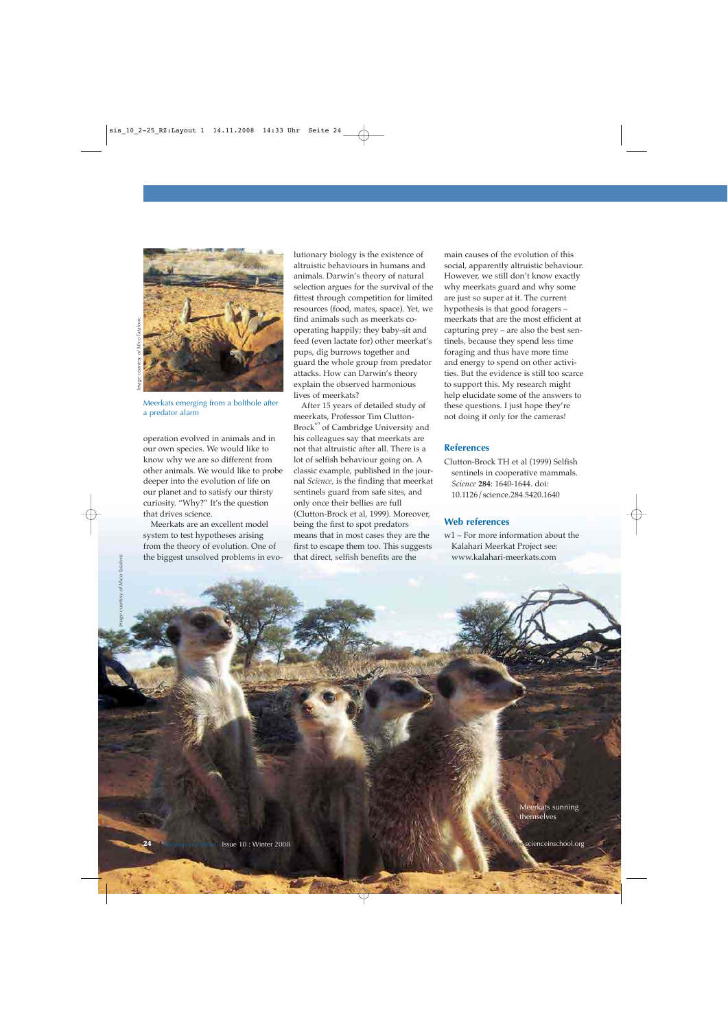Meerkats emerging from a bolthole after a predator alarm

operation evolved in animals and in our own species. We would like to know why we are so different from other animals. We would like to probe deeper into the evolution of life on our planet and to satisfy our thirsty curiosity. "Why?" It's the question that drives science.

Meerkats are an excellent model system to test hypotheses arising from the theory of evolution. One of the biggest unsolved problems in evolutionary biology is the existence of altruistic behaviours in humans and animals. Darwin's theory of natural selection argues for the survival of the fittest through competition for limited resources (food, mates, space). Yet, we find animals such as meerkats co-operating happily; they baby-sit and feed (even lactate for) other meerkat's pups, dig burrows together and guard the whole group from predator attacks. How can Darwin's theory explain the observed harmonious lives of meerkats?

After 15 years of detailed study of meerkats, Professor Tim Clutton-Brock[w1] of Cambridge University and his colleagues say that meerkats are not that altruistic after all. There is a lot of selfish behaviour going on. A classic example, published in the journal *Science*, is the finding that meerkat sentinels guard from safe sites, and only once their bellies are full (Clutton-Brock et al, 1999). Moreover, being the first to spot predators means that in most cases they are the first to escape them too. This suggests that direct, selfish benefits are the main causes of the evolution of this social, apparently altruistic behaviour. However, we still don't know exactly why meerkats guard and why some are just so super at it. The current hypothesis is that good foragers – meerkats that are the most efficient at capturing prey – are also the best sentinels, because they spend less time foraging and thus have more time and energy to spend on other activities. But the evidence is still too scarce to support this. My research might help elucidate some of the answers to these questions. I just hope they're not doing it only for the cameras!

## References

Clutton-Brock TH et al (1999) Selfish sentinels in cooperative mammals. *Science* **284**: 1640-1644. doi: 10.1126/science.284.5420.1640

## Web references

w1 – For more information about the Kalahari Meerkat Project see: www.kalahari-meerkats.com

Meerkats sunning themselves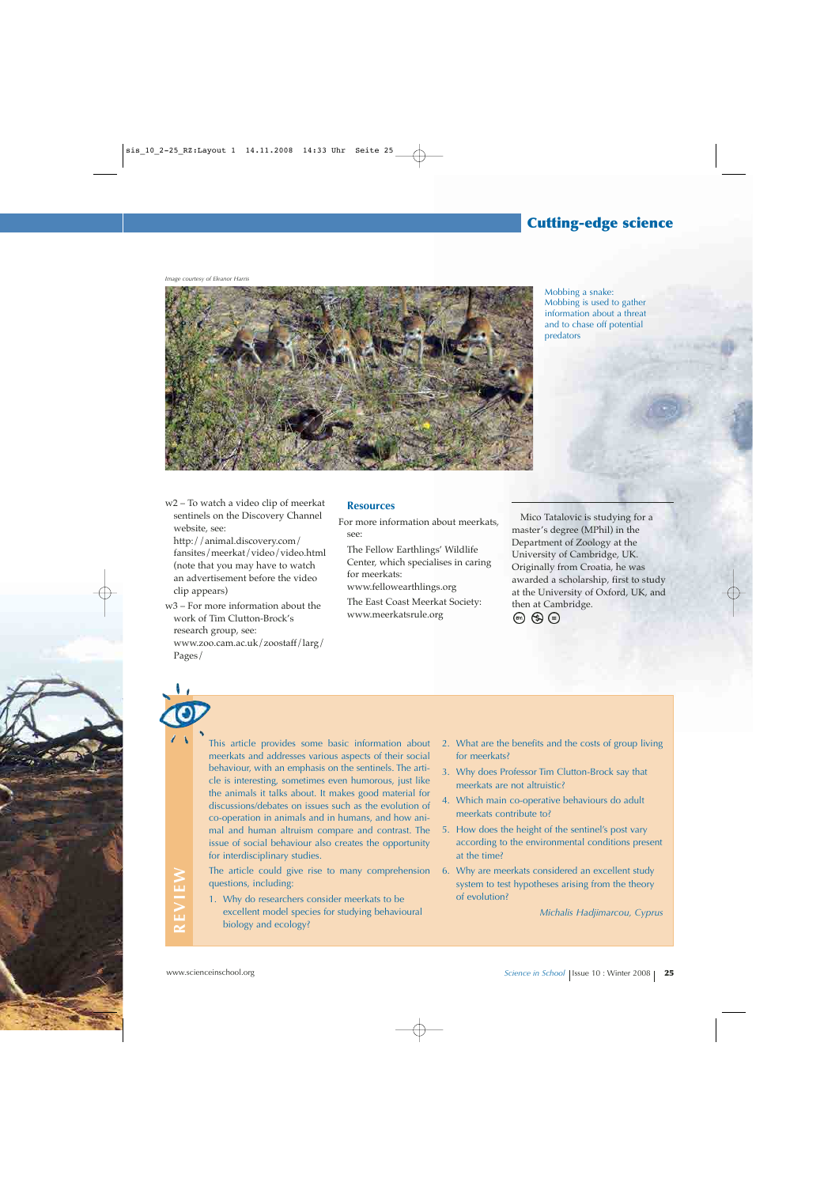Image courtesy of Eleanor Harris

Mobbing a snake: Mobbing is used to gather information about a threat and to chase off potential predators

w2 – To watch a video clip of meerkat sentinels on the Discovery Channel website, see: http://animal.discovery.com/fansites/meerkat/video/video.html (note that you may have to watch an advertisement before the video clip appears)

w3 – For more information about the work of Tim Clutton-Brock's research group, see: www.zoo.cam.ac.uk/zoostaff/larg/Pages/

## Resources

For more information about meerkats, see:

The Fellow Earthlings' Wildlife Center, which specialises in caring for meerkats: www.fellowearthlings.org

The East Coast Meerkat Society: www.meerkatsrule.org

Mico Tatalovic is studying for a master's degree (MPhil) in the Department of Zoology at the University of Cambridge, UK. Originally from Croatia, he was awarded a scholarship, first to study at the University of Oxford, UK, and then at Cambridge.

## REVIEW

This article provides some basic information about meerkats and addresses various aspects of their social behaviour, with an emphasis on the sentinels. The article is interesting, sometimes even humorous, just like the animals it talks about. It makes good material for discussions/debates on issues such as the evolution of co-operation in animals and in humans, and how animal and human altruism compare and contrast. The issue of social behaviour also creates the opportunity for interdisciplinary studies.

The article could give rise to many comprehension questions, including:

1. Why do researchers consider meerkats to be excellent model species for studying behavioural biology and ecology?
2. What are the benefits and the costs of group living for meerkats?
3. Why does Professor Tim Clutton-Brock say that meerkats are not altruistic?
4. Which main co-operative behaviours do adult meerkats contribute to?
5. How does the height of the sentinel's post vary according to the environmental conditions present at the time?
6. Why are meerkats considered an excellent study system to test hypotheses arising from the theory of evolution?

*Michalis Hadjimarcou, Cyprus*